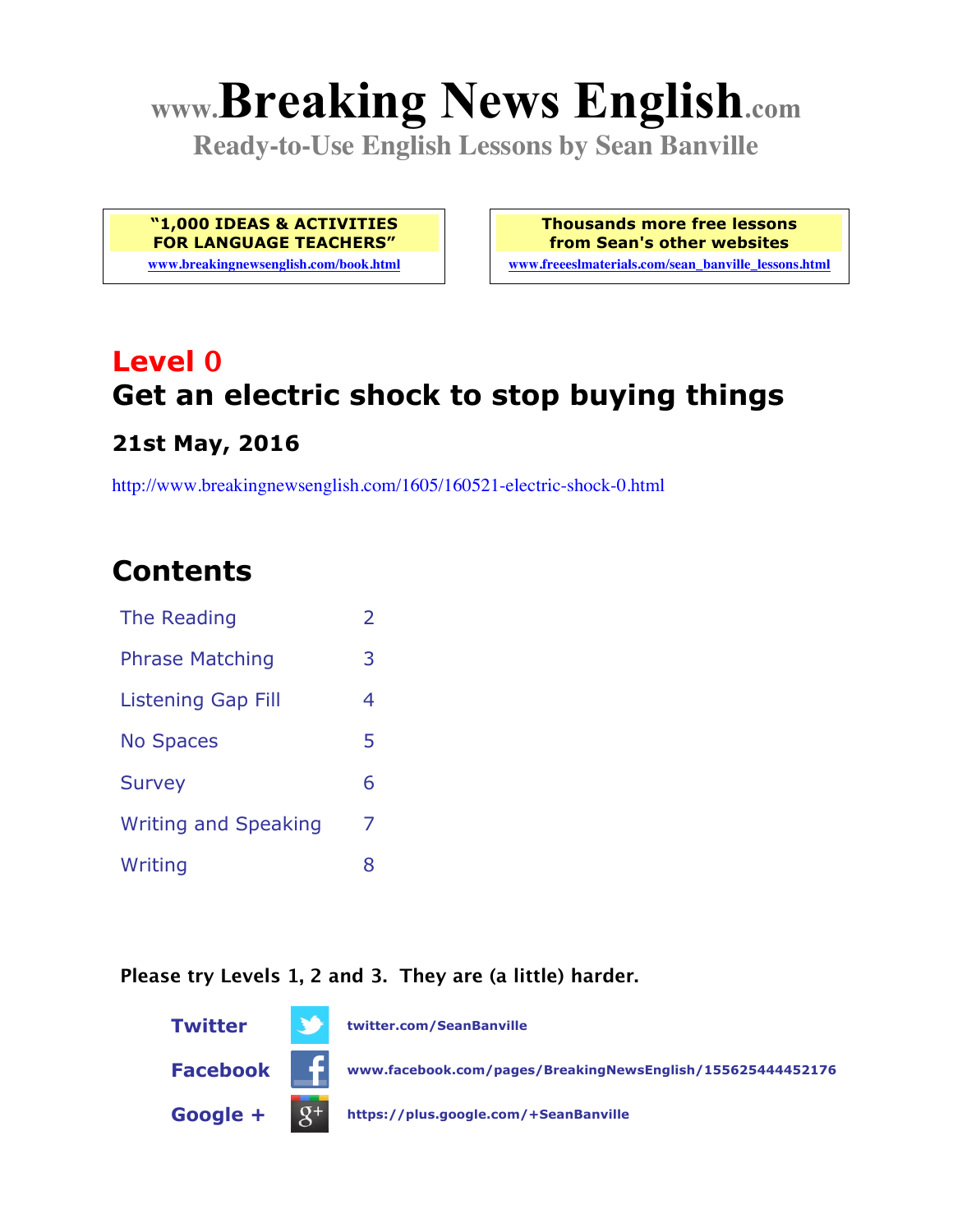# www.Breaking News English.com

**Ready-to-Use English Lessons by Sean Banville**

**"1,000 IDEAS & ACTIVITIES FOR LANGUAGE TEACHERS"**
www.breakingnewsenglish.com/book.html

**Thousands more free lessons from Sean's other websites**
www.freeeslmaterials.com/sean_banville_lessons.html

## Level 0

## Get an electric shock to stop buying things

### 21st May, 2016

http://www.breakingnewsenglish.com/1605/160521-electric-shock-0.html

## Contents

| | |
|---|---|
| The Reading | 2 |
| Phrase Matching | 3 |
| Listening Gap Fill | 4 |
| No Spaces | 5 |
| Survey | 6 |
| Writing and Speaking | 7 |
| Writing | 8 |

**Please try Levels 1, 2 and 3. They are (a little) harder.**

**Twitter** twitter.com/SeanBanville

**Facebook** www.facebook.com/pages/BreakingNewsEnglish/155625444452176

**Google +** https://plus.google.com/+SeanBanville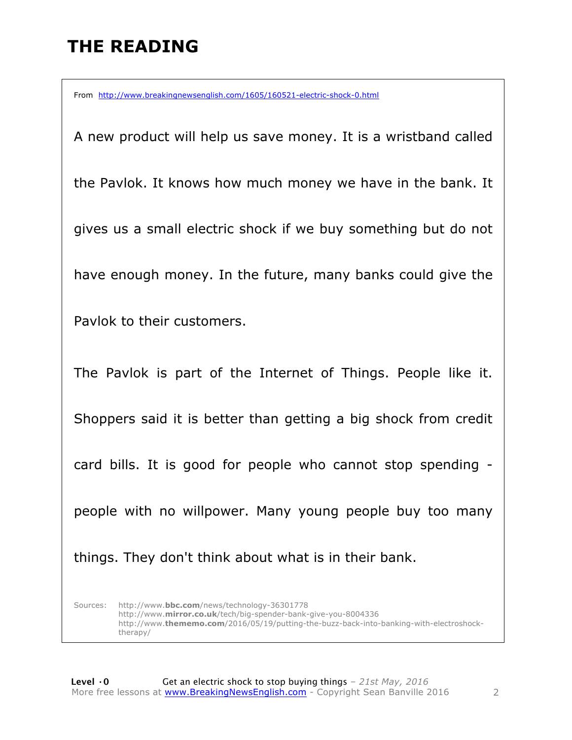# THE READING

From http://www.breakingnewsenglish.com/1605/160521-electric-shock-0.html

A new product will help us save money. It is a wristband called the Pavlok. It knows how much money we have in the bank. It gives us a small electric shock if we buy something but do not have enough money. In the future, many banks could give the Pavlok to their customers.

The Pavlok is part of the Internet of Things. People like it. Shoppers said it is better than getting a big shock from credit card bills. It is good for people who cannot stop spending - people with no willpower. Many young people buy too many things. They don't think about what is in their bank.

Sources:
http://www.**bbc.com**/news/technology-36301778
http://www.**mirror.co.uk**/tech/big-spender-bank-give-you-8004336
http://www.**thememo.com**/2016/05/19/putting-the-buzz-back-into-banking-with-electroshock-therapy/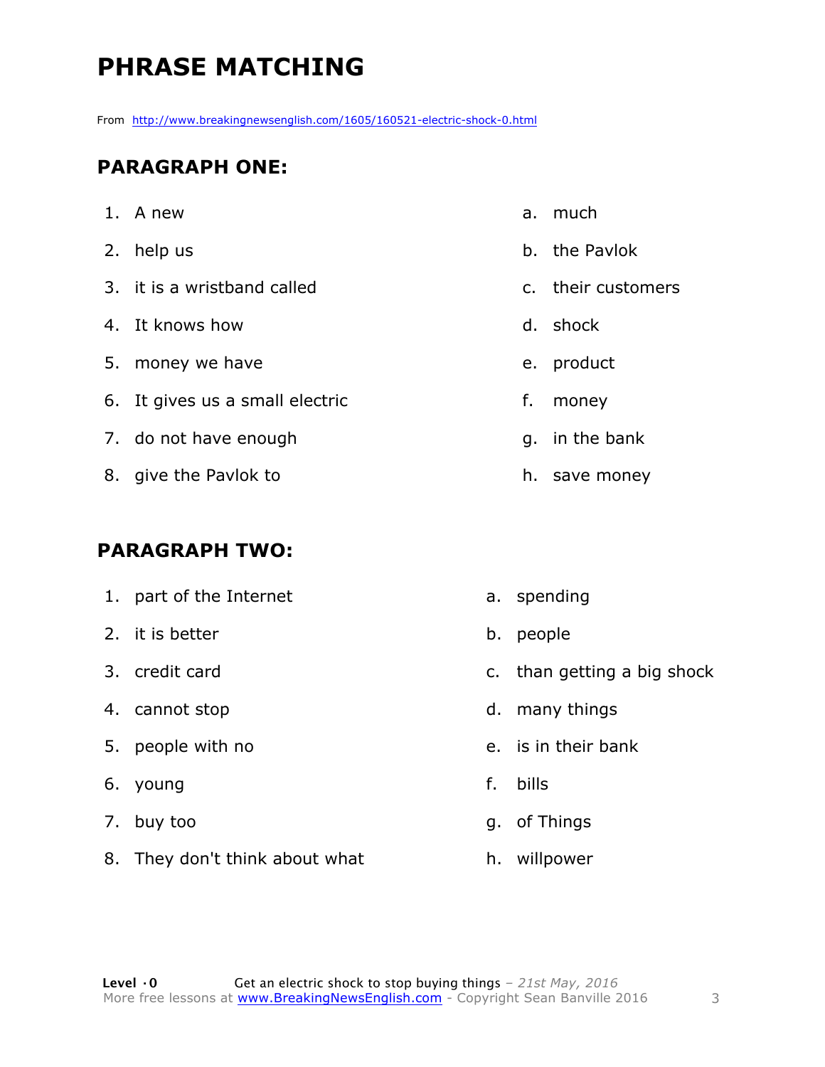# PHRASE MATCHING

From http://www.breakingnewsenglish.com/1605/160521-electric-shock-0.html

## PARAGRAPH ONE:

| | |
|---|---|
| 1. A new | a. much |
| 2. help us | b. the Pavlok |
| 3. it is a wristband called | c. their customers |
| 4. It knows how | d. shock |
| 5. money we have | e. product |
| 6. It gives us a small electric | f. money |
| 7. do not have enough | g. in the bank |
| 8. give the Pavlok to | h. save money |

## PARAGRAPH TWO:

| | |
|---|---|
| 1. part of the Internet | a. spending |
| 2. it is better | b. people |
| 3. credit card | c. than getting a big shock |
| 4. cannot stop | d. many things |
| 5. people with no | e. is in their bank |
| 6. young | f. bills |
| 7. buy too | g. of Things |
| 8. They don't think about what | h. willpower |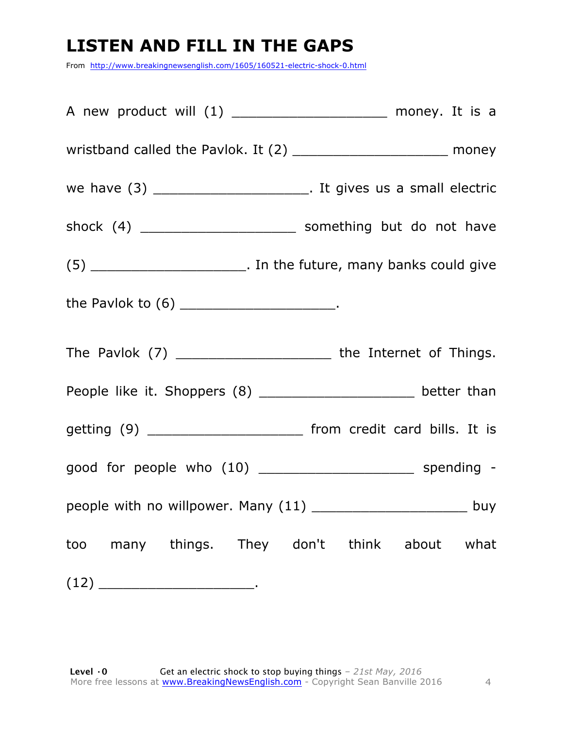# LISTEN AND FILL IN THE GAPS

From http://www.breakingnewsenglish.com/1605/160521-electric-shock-0.html

A new product will (1) ___________________ money. It is a wristband called the Pavlok. It (2) ___________________ money we have (3) ___________________. It gives us a small electric shock (4) ___________________ something but do not have (5) ___________________. In the future, many banks could give the Pavlok to (6) ___________________.

The Pavlok (7) ___________________ the Internet of Things. People like it. Shoppers (8) ___________________ better than getting (9) ___________________ from credit card bills. It is good for people who (10) ___________________ spending - people with no willpower. Many (11) ___________________ buy too many things. They don't think about what (12) ___________________.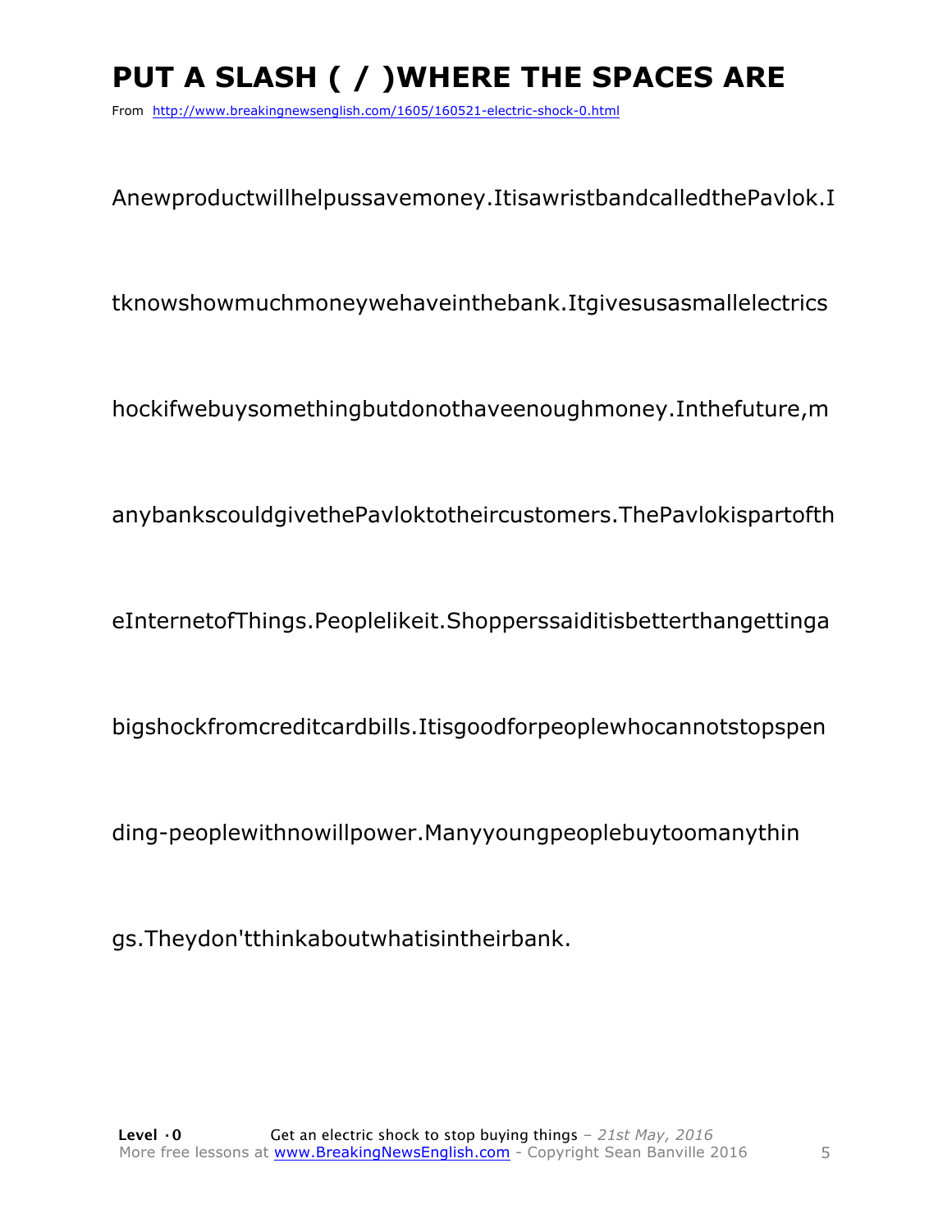# PUT A SLASH ( / )WHERE THE SPACES ARE

From http://www.breakingnewsenglish.com/1605/160521-electric-shock-0.html

Anewproductwillhelpussavemoney.ItisawristbandcalledthePavlok.I

tknowshowmuchmoneywehaveinthebank.Itgivesusasmallelectrics

hockifwebuysomethingbutdonothaveenoughmoney.Inthefuture,m

anybankscouldgivethePavloktotheircustomers.ThePavlokispartofth

eInternetofThings.Peoplelikeit.Shopperssaiditisbetterthangettinga

bigshockfromcreditcardbills.Itisgoodforpeoplewhocannotstopspen

ding-peoplewithnowillpower.Manyyoungpeoplebuytoomanythin

gs.Theydon'tthinkaboutwhatisintheirbank.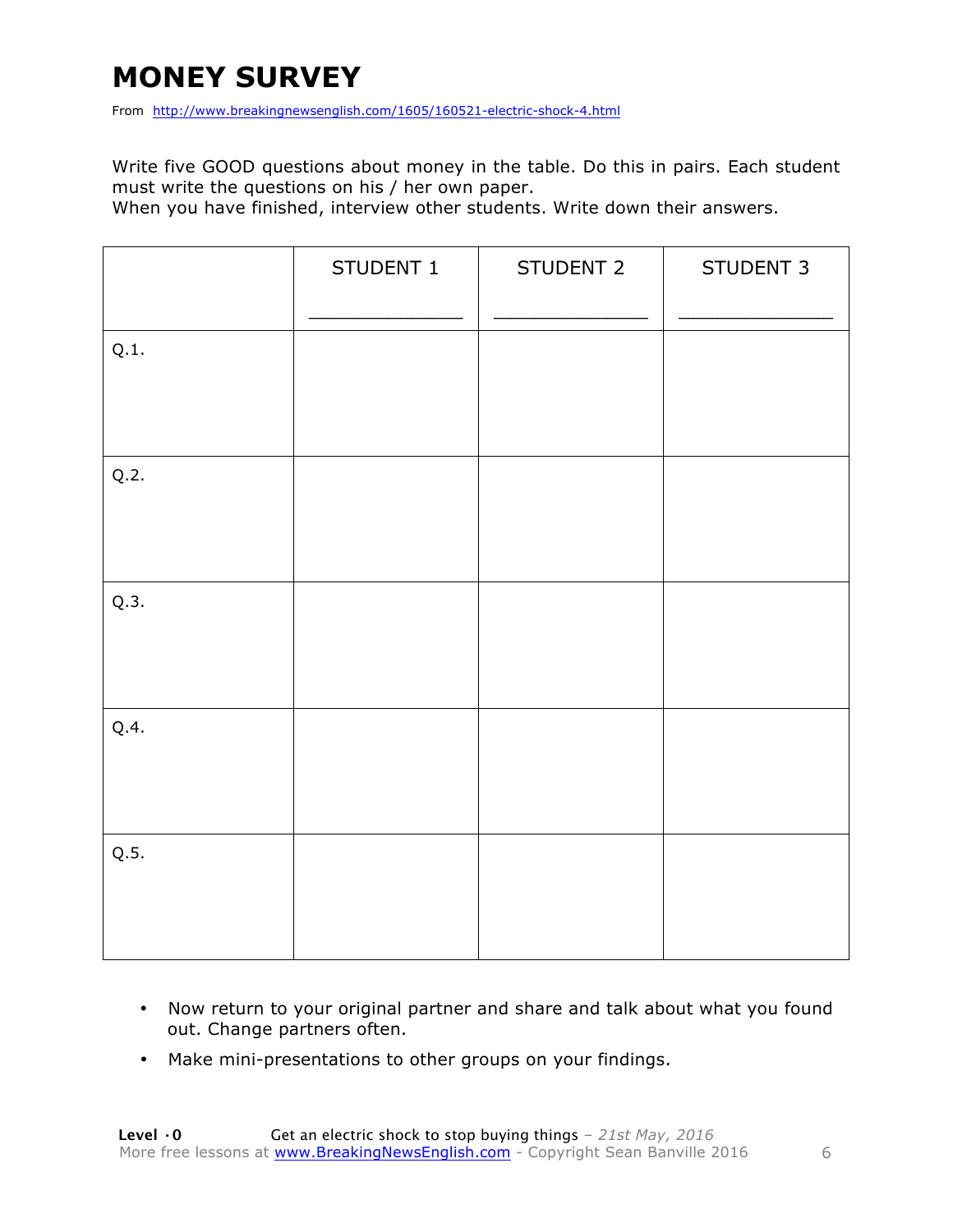# MONEY SURVEY

From http://www.breakingnewsenglish.com/1605/160521-electric-shock-4.html

Write five GOOD questions about money in the table. Do this in pairs. Each student must write the questions on his / her own paper.
When you have finished, interview other students. Write down their answers.

| | STUDENT 1<br>_______________ | STUDENT 2<br>_______________ | STUDENT 3<br>_______________ |
|---|---|---|---|
| Q.1. | | | |
| Q.2. | | | |
| Q.3. | | | |
| Q.4. | | | |
| Q.5. | | | |

- Now return to your original partner and share and talk about what you found out. Change partners often.
- Make mini-presentations to other groups on your findings.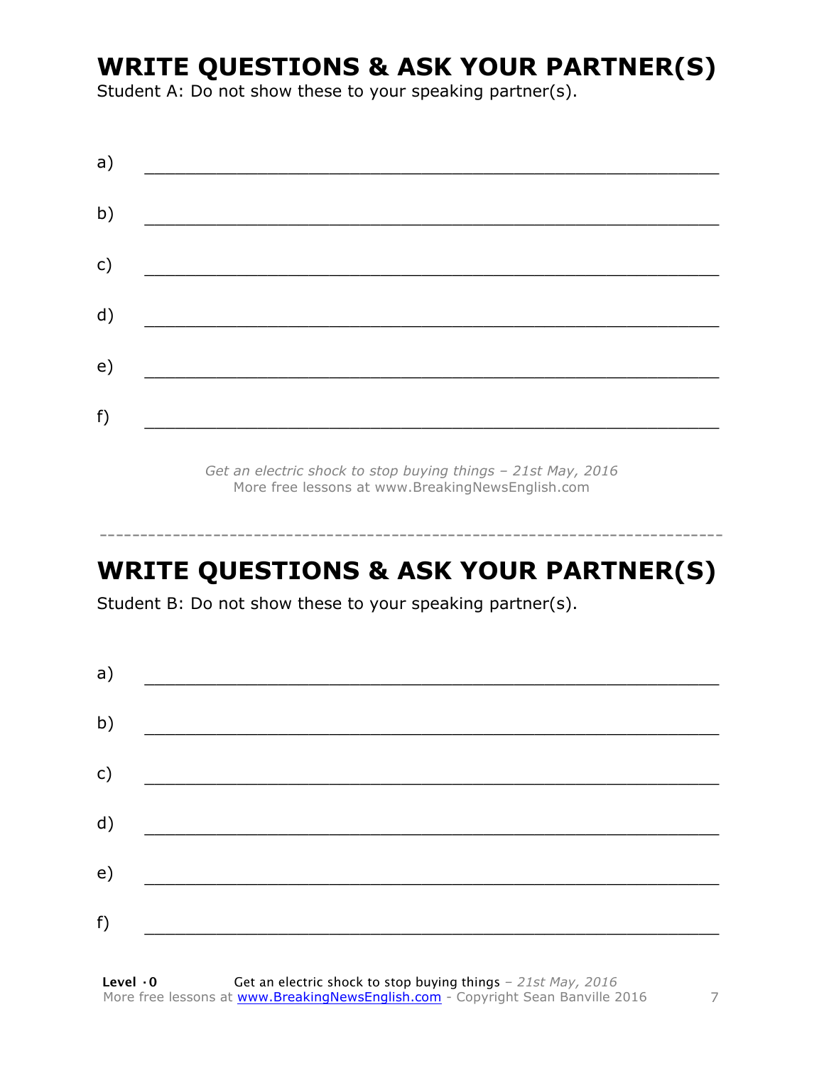# WRITE QUESTIONS & ASK YOUR PARTNER(S)

Student A: Do not show these to your speaking partner(s).

a) ___________________________________________________________

b) ___________________________________________________________

c) ___________________________________________________________

d) ___________________________________________________________

e) ___________________________________________________________

f) ___________________________________________________________

*Get an electric shock to stop buying things – 21st May, 2016*
More free lessons at www.BreakingNewsEnglish.com

---

# WRITE QUESTIONS & ASK YOUR PARTNER(S)

Student B: Do not show these to your speaking partner(s).

a) ___________________________________________________________

b) ___________________________________________________________

c) ___________________________________________________________

d) ___________________________________________________________

e) ___________________________________________________________

f) ___________________________________________________________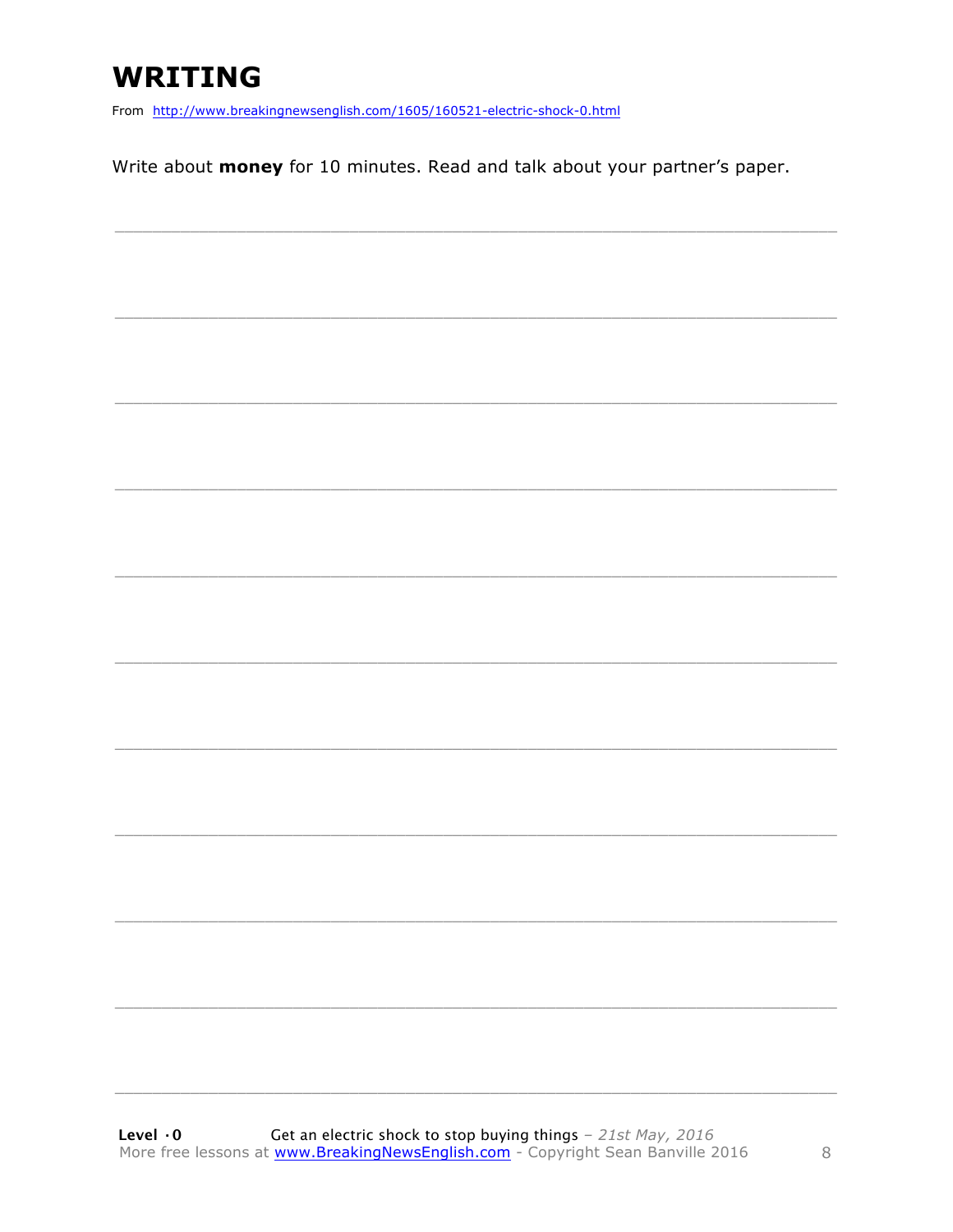# WRITING

From http://www.breakingnewsenglish.com/1605/160521-electric-shock-0.html

Write about **money** for 10 minutes. Read and talk about your partner's paper.

___________________________________________________________________________

___________________________________________________________________________

___________________________________________________________________________

___________________________________________________________________________

___________________________________________________________________________

___________________________________________________________________________

___________________________________________________________________________

___________________________________________________________________________

___________________________________________________________________________

___________________________________________________________________________

___________________________________________________________________________